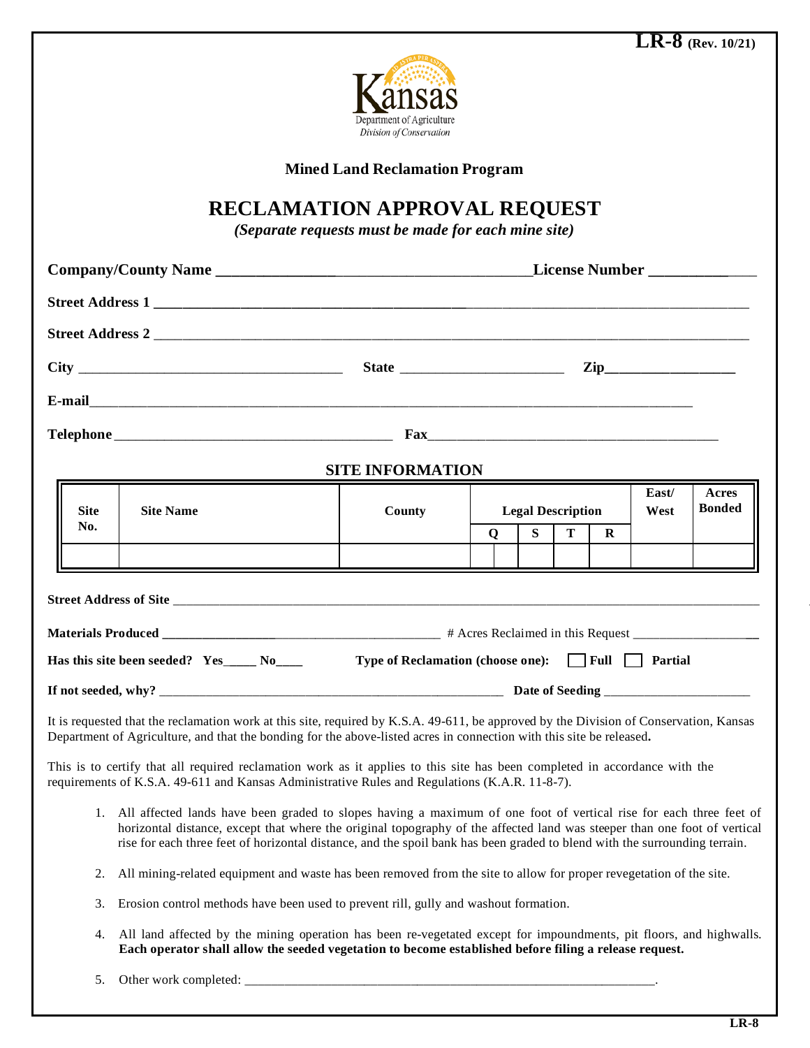LR-8 (Rev. 10/21)

Kansas Department of Agriculture
*Division of Conservation*

**Mined Land Reclamation Program**

# RECLAMATION APPROVAL REQUEST

*(Separate requests must be made for each mine site)*

**Company/County Name** ________________________________________ **License Number** ____________

**Street Address 1** ____________________________________________________________________________

**Street Address 2** ____________________________________________________________________________

**City** ___________________________________ **State** ______________________ **Zip**________________

**E-mail**_____________________________________________________________________________

**Telephone** ______________________________________ **Fax**_______________________________________

## SITE INFORMATION

| Site No. | Site Name | County | Legal Description | | | | | East/ West | Acres Bonded |
|---|---|---|---|---|---|---|---|---|---|
| | | | Q | | S | T | R | | |
| | | | | | | | | | |

**Street Address of Site** ______________________________________________________________________________

**Materials Produced** ________________________________________ # Acres Reclaimed in this Request __________________

**Has this site been seeded? Yes_____ No____** **Type of Reclamation (choose one):** ☐ **Full** ☐ **Partial**

**If not seeded, why?** ________________________________________________ **Date of Seeding** ______________________

It is requested that the reclamation work at this site, required by K.S.A. 49-611, be approved by the Division of Conservation, Kansas Department of Agriculture, and that the bonding for the above-listed acres in connection with this site be released**.**

This is to certify that all required reclamation work as it applies to this site has been completed in accordance with the requirements of K.S.A. 49-611 and Kansas Administrative Rules and Regulations (K.A.R. 11-8-7).

1. All affected lands have been graded to slopes having a maximum of one foot of vertical rise for each three feet of horizontal distance, except that where the original topography of the affected land was steeper than one foot of vertical rise for each three feet of horizontal distance, and the spoil bank has been graded to blend with the surrounding terrain.
2. All mining-related equipment and waste has been removed from the site to allow for proper revegetation of the site.
3. Erosion control methods have been used to prevent rill, gully and washout formation.
4. All land affected by the mining operation has been re-vegetated except for impoundments, pit floors, and highwalls. **Each operator shall allow the seeded vegetation to become established before filing a release request.**
5. Other work completed: _______________________________________________________________.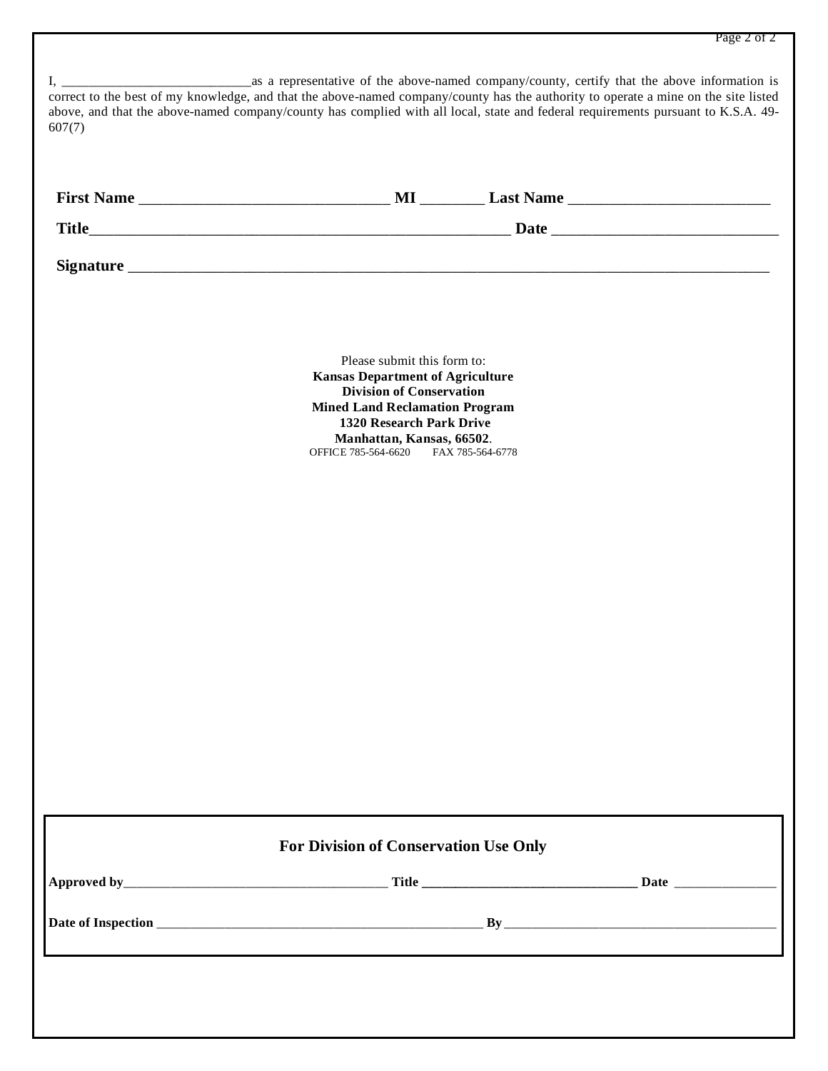I, ____________________________as a representative of the above-named company/county, certify that the above information is correct to the best of my knowledge, and that the above-named company/county has the authority to operate a mine on the site listed above, and that the above-named company/county has complied with all local, state and federal requirements pursuant to K.S.A. 49-607(7)

**First Name** _______________________________ **MI** ________ **Last Name** _________________________

**Title**_____________________________________________________ **Date** ____________________________

**Signature** ____________________________________________________________________________________

Please submit this form to:
**Kansas Department of Agriculture**
**Division of Conservation**
**Mined Land Reclamation Program**
**1320 Research Park Drive**
**Manhattan, Kansas, 66502**.
OFFICE 785-564-6620 FAX 785-564-6778

**For Division of Conservation Use Only**

**Approved by**_______________________________________ **Title** _______________________________ **Date** _______________

**Date of Inspection** __________________________________________________ **By** ________________________________________